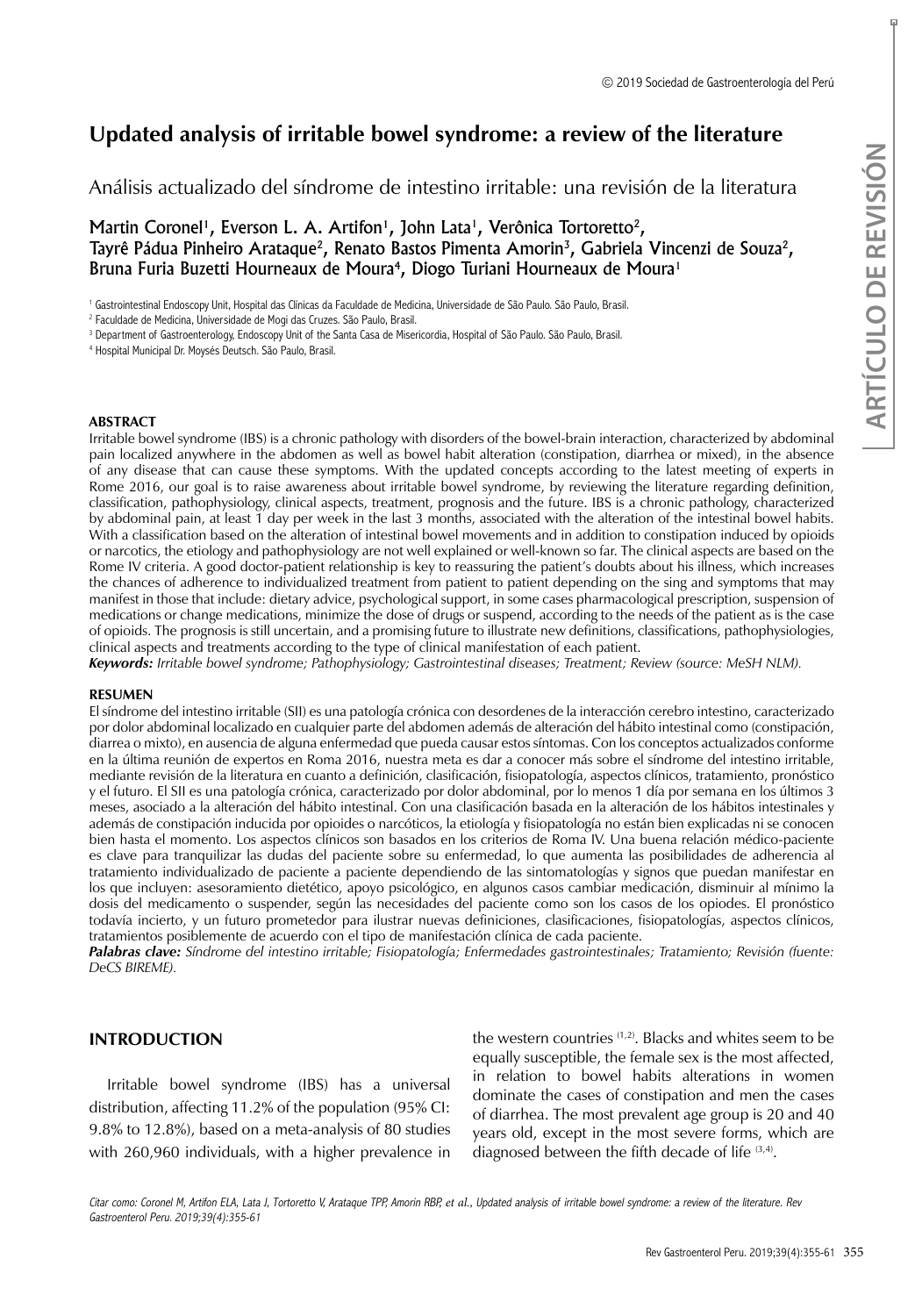© 2019 Sociedad de Gastroenterología del Perú

# Updated analysis of irritable bowel syndrome: a review of the literature

Análisis actualizado del síndrome de intestino irritable: una revisión de la literatura

Martin Coronel[1], Everson L. A. Artifon[1], John Lata[1], Verônica Tortoretto[2], Tayrê Pádua Pinheiro Arataque[2], Renato Bastos Pimenta Amorin[3], Gabriela Vincenzi de Souza[2], Bruna Furia Buzetti Hourneaux de Moura[4], Diogo Turiani Hourneaux de Moura[1]

[1] Gastrointestinal Endoscopy Unit, Hospital das Clínicas da Faculdade de Medicina, Universidade de São Paulo. São Paulo, Brasil.
[2] Faculdade de Medicina, Universidade de Mogi das Cruzes. São Paulo, Brasil.
[3] Department of Gastroenterology, Endoscopy Unit of the Santa Casa de Misericordia, Hospital of São Paulo. São Paulo, Brasil.
[4] Hospital Municipal Dr. Moysés Deutsch. São Paulo, Brasil.

ARTÍCULO DE REVISIÓN

## ABSTRACT

Irritable bowel syndrome (IBS) is a chronic pathology with disorders of the bowel-brain interaction, characterized by abdominal pain localized anywhere in the abdomen as well as bowel habit alteration (constipation, diarrhea or mixed), in the absence of any disease that can cause these symptoms. With the updated concepts according to the latest meeting of experts in Rome 2016, our goal is to raise awareness about irritable bowel syndrome, by reviewing the literature regarding definition, classification, pathophysiology, clinical aspects, treatment, prognosis and the future. IBS is a chronic pathology, characterized by abdominal pain, at least 1 day per week in the last 3 months, associated with the alteration of the intestinal bowel habits. With a classification based on the alteration of intestinal bowel movements and in addition to constipation induced by opioids or narcotics, the etiology and pathophysiology are not well explained or well-known so far. The clinical aspects are based on the Rome IV criteria. A good doctor-patient relationship is key to reassuring the patient's doubts about his illness, which increases the chances of adherence to individualized treatment from patient to patient depending on the sing and symptoms that may manifest in those that include: dietary advice, psychological support, in some cases pharmacological prescription, suspension of medications or change medications, minimize the dose of drugs or suspend, according to the needs of the patient as is the case of opioids. The prognosis is still uncertain, and a promising future to illustrate new definitions, classifications, pathophysiologies, clinical aspects and treatments according to the type of clinical manifestation of each patient.

***Keywords:*** *Irritable bowel syndrome; Pathophysiology; Gastrointestinal diseases; Treatment; Review (source: MeSH NLM).*

## RESUMEN

El síndrome del intestino irritable (SII) es una patología crónica con desordenes de la interacción cerebro intestino, caracterizado por dolor abdominal localizado en cualquier parte del abdomen además de alteración del hábito intestinal como (constipación, diarrea o mixto), en ausencia de alguna enfermedad que pueda causar estos síntomas. Con los conceptos actualizados conforme en la última reunión de expertos en Roma 2016, nuestra meta es dar a conocer más sobre el síndrome del intestino irritable, mediante revisión de la literatura en cuanto a definición, clasificación, fisiopatología, aspectos clínicos, tratamiento, pronóstico y el futuro. El SII es una patología crónica, caracterizado por dolor abdominal, por lo menos 1 día por semana en los últimos 3 meses, asociado a la alteración del hábito intestinal. Con una clasificación basada en la alteración de los hábitos intestinales y además de constipación inducida por opioides o narcóticos, la etiología y fisiopatología no están bien explicadas ni se conocen bien hasta el momento. Los aspectos clínicos son basados en los criterios de Roma IV. Una buena relación médico-paciente es clave para tranquilizar las dudas del paciente sobre su enfermedad, lo que aumenta las posibilidades de adherencia al tratamiento individualizado de paciente a paciente dependiendo de las sintomatologías y signos que puedan manifestar en los que incluyen: asesoramiento dietético, apoyo psicológico, en algunos casos cambiar medicación, disminuir al mínimo la dosis del medicamento o suspender, según las necesidades del paciente como son los casos de los opiodes. El pronóstico todavía incierto, y un futuro prometedor para ilustrar nuevas definiciones, clasificaciones, fisiopatologías, aspectos clínicos, tratamientos posiblemente de acuerdo con el tipo de manifestación clínica de cada paciente.

***Palabras clave:*** *Síndrome del intestino irritable; Fisiopatología; Enfermedades gastrointestinales; Tratamiento; Revisión (fuente: DeCS BIREME).*

## INTRODUCTION

Irritable bowel syndrome (IBS) has a universal distribution, affecting 11.2% of the population (95% CI: 9.8% to 12.8%), based on a meta-analysis of 80 studies with 260,960 individuals, with a higher prevalence in the western countries [1,2]. Blacks and whites seem to be equally susceptible, the female sex is the most affected, in relation to bowel habits alterations in women dominate the cases of constipation and men the cases of diarrhea. The most prevalent age group is 20 and 40 years old, except in the most severe forms, which are diagnosed between the fifth decade of life [3,4].

*Citar como: Coronel M, Artifon ELA, Lata J, Tortoretto V, Arataque TPP, Amorin RBP, et al., Updated analysis of irritable bowel syndrome: a review of the literature. Rev Gastroenterol Peru. 2019;39(4):355-61*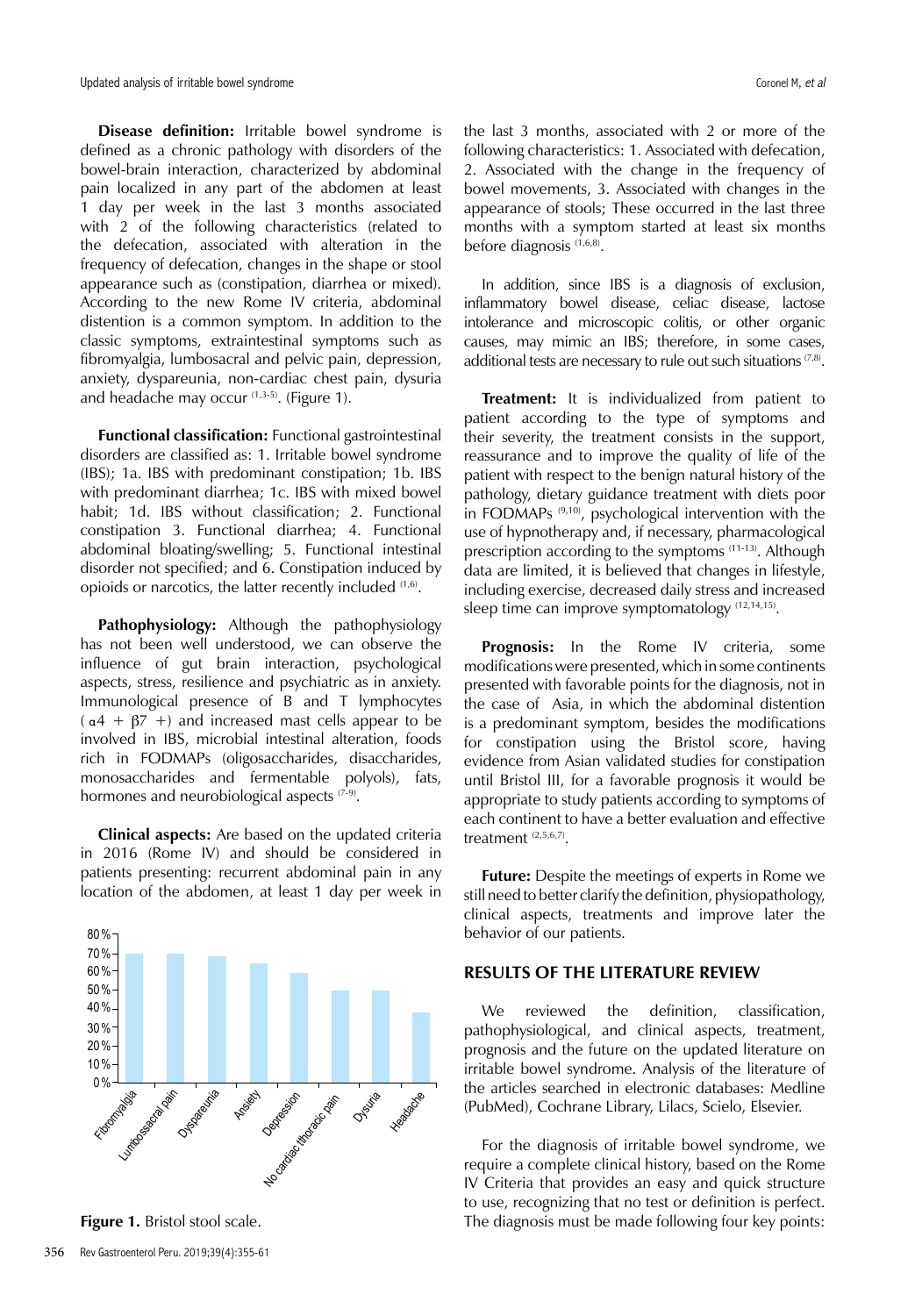**Disease definition:** Irritable bowel syndrome is defined as a chronic pathology with disorders of the bowel-brain interaction, characterized by abdominal pain localized in any part of the abdomen at least 1 day per week in the last 3 months associated with 2 of the following characteristics (related to the defecation, associated with alteration in the frequency of defecation, changes in the shape or stool appearance such as (constipation, diarrhea or mixed). According to the new Rome IV criteria, abdominal distention is a common symptom. In addition to the classic symptoms, extraintestinal symptoms such as fibromyalgia, lumbosacral and pelvic pain, depression, anxiety, dyspareunia, non-cardiac chest pain, dysuria and headache may occur [1,3-5]. (Figure 1).

**Functional classification:** Functional gastrointestinal disorders are classified as: 1. Irritable bowel syndrome (IBS); 1a. IBS with predominant constipation; 1b. IBS with predominant diarrhea; 1c. IBS with mixed bowel habit; 1d. IBS without classification; 2. Functional constipation 3. Functional diarrhea; 4. Functional abdominal bloating/swelling; 5. Functional intestinal disorder not specified; and 6. Constipation induced by opioids or narcotics, the latter recently included [1,6].

**Pathophysiology:** Although the pathophysiology has not been well understood, we can observe the influence of gut brain interaction, psychological aspects, stress, resilience and psychiatric as in anxiety. Immunological presence of B and T lymphocytes ($\alpha 4$ + $\beta 7$ +) and increased mast cells appear to be involved in IBS, microbial intestinal alteration, foods rich in FODMAPs (oligosaccharides, disaccharides, monosaccharides and fermentable polyols), fats, hormones and neurobiological aspects [7-9].

**Clinical aspects:** Are based on the updated criteria in 2016 (Rome IV) and should be considered in patients presenting: recurrent abdominal pain in any location of the abdomen, at least 1 day per week in the last 3 months, associated with 2 or more of the following characteristics: 1. Associated with defecation, 2. Associated with the change in the frequency of bowel movements, 3. Associated with changes in the appearance of stools; These occurred in the last three months with a symptom started at least six months before diagnosis [1,6,8].

| Symptom | Percentage |
|---|---|
| Fibromyalgia | ~70% |
| Lumbosacral pain | ~70% |
| Dyspareunia | ~69% |
| Anxiety | ~65% |
| Depression | ~60% |
| No cardiac thoracic pain | ~50% |
| Dysuria | ~50% |
| Headache | ~38% |

**Figure 1.** Bristol stool scale.

In addition, since IBS is a diagnosis of exclusion, inflammatory bowel disease, celiac disease, lactose intolerance and microscopic colitis, or other organic causes, may mimic an IBS; therefore, in some cases, additional tests are necessary to rule out such situations [7,8].

**Treatment:** It is individualized from patient to patient according to the type of symptoms and their severity, the treatment consists in the support, reassurance and to improve the quality of life of the patient with respect to the benign natural history of the pathology, dietary guidance treatment with diets poor in FODMAPs [9,10], psychological intervention with the use of hypnotherapy and, if necessary, pharmacological prescription according to the symptoms [11-13]. Although data are limited, it is believed that changes in lifestyle, including exercise, decreased daily stress and increased sleep time can improve symptomatology [12,14,15].

**Prognosis:** In the Rome IV criteria, some modifications were presented, which in some continents presented with favorable points for the diagnosis, not in the case of Asia, in which the abdominal distention is a predominant symptom, besides the modifications for constipation using the Bristol score, having evidence from Asian validated studies for constipation until Bristol III, for a favorable prognosis it would be appropriate to study patients according to symptoms of each continent to have a better evaluation and effective treatment [2,5,6,7].

**Future:** Despite the meetings of experts in Rome we still need to better clarify the definition, physiopathology, clinical aspects, treatments and improve later the behavior of our patients.

## RESULTS OF THE LITERATURE REVIEW

We reviewed the definition, classification, pathophysiological, and clinical aspects, treatment, prognosis and the future on the updated literature on irritable bowel syndrome. Analysis of the literature of the articles searched in electronic databases: Medline (PubMed), Cochrane Library, Lilacs, Scielo, Elsevier.

For the diagnosis of irritable bowel syndrome, we require a complete clinical history, based on the Rome IV Criteria that provides an easy and quick structure to use, recognizing that no test or definition is perfect. The diagnosis must be made following four key points: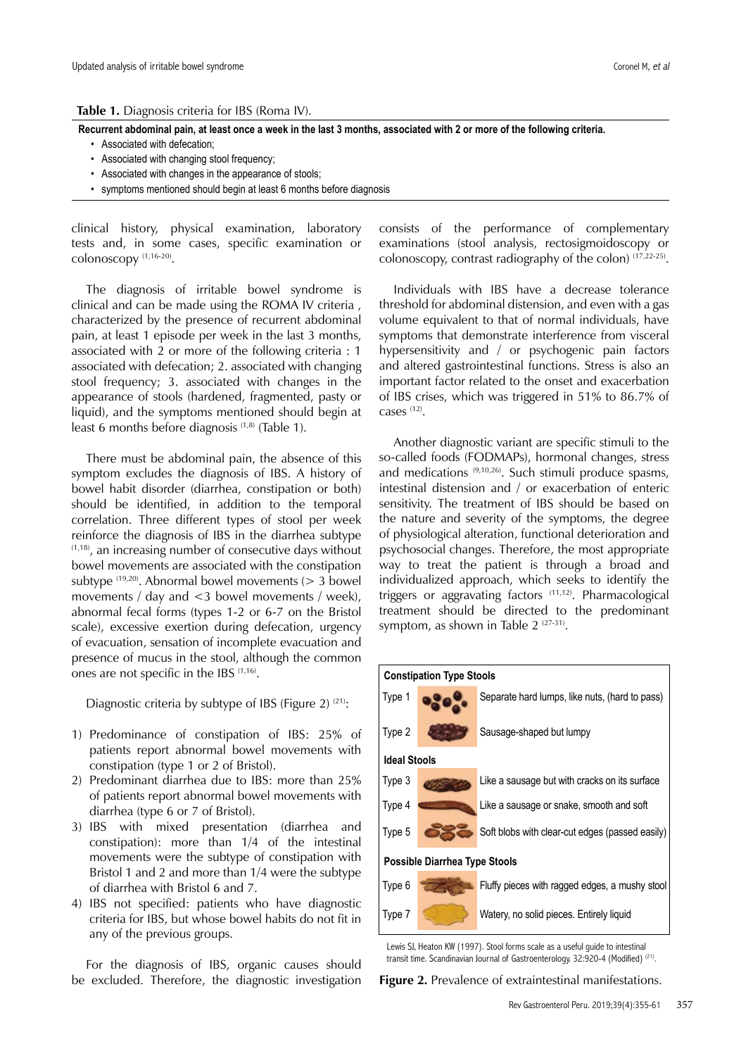**Table 1.** Diagnosis criteria for IBS (Roma IV).

| Recurrent abdominal pain, at least once a week in the last 3 months, associated with 2 or more of the following criteria. |
|---|
| • Associated with defecation; |
| • Associated with changing stool frequency; |
| • Associated with changes in the appearance of stools; |
| • symptoms mentioned should begin at least 6 months before diagnosis |

clinical history, physical examination, laboratory tests and, in some cases, specific examination or colonoscopy [1,16-20].

The diagnosis of irritable bowel syndrome is clinical and can be made using the ROMA IV criteria , characterized by the presence of recurrent abdominal pain, at least 1 episode per week in the last 3 months, associated with 2 or more of the following criteria : 1 associated with defecation; 2. associated with changing stool frequency; 3. associated with changes in the appearance of stools (hardened, fragmented, pasty or liquid), and the symptoms mentioned should begin at least 6 months before diagnosis [1,8] (Table 1).

There must be abdominal pain, the absence of this symptom excludes the diagnosis of IBS. A history of bowel habit disorder (diarrhea, constipation or both) should be identified, in addition to the temporal correlation. Three different types of stool per week reinforce the diagnosis of IBS in the diarrhea subtype [1,18], an increasing number of consecutive days without bowel movements are associated with the constipation subtype [19,20]. Abnormal bowel movements (> 3 bowel movements / day and <3 bowel movements / week), abnormal fecal forms (types 1-2 or 6-7 on the Bristol scale), excessive exertion during defecation, urgency of evacuation, sensation of incomplete evacuation and presence of mucus in the stool, although the common ones are not specific in the IBS [1,16].

Diagnostic criteria by subtype of IBS (Figure 2) [21]:

1) Predominance of constipation of IBS: 25% of patients report abnormal bowel movements with constipation (type 1 or 2 of Bristol).
2) Predominant diarrhea due to IBS: more than 25% of patients report abnormal bowel movements with diarrhea (type 6 or 7 of Bristol).
3) IBS with mixed presentation (diarrhea and constipation): more than 1/4 of the intestinal movements were the subtype of constipation with Bristol 1 and 2 and more than 1/4 were the subtype of diarrhea with Bristol 6 and 7.
4) IBS not specified: patients who have diagnostic criteria for IBS, but whose bowel habits do not fit in any of the previous groups.

For the diagnosis of IBS, organic causes should be excluded. Therefore, the diagnostic investigation consists of the performance of complementary examinations (stool analysis, rectosigmoidoscopy or colonoscopy, contrast radiography of the colon) [17,22-25].

Individuals with IBS have a decrease tolerance threshold for abdominal distension, and even with a gas volume equivalent to that of normal individuals, have symptoms that demonstrate interference from visceral hypersensitivity and / or psychogenic pain factors and altered gastrointestinal functions. Stress is also an important factor related to the onset and exacerbation of IBS crises, which was triggered in 51% to 86.7% of cases [12].

Another diagnostic variant are specific stimuli to the so-called foods (FODMAPs), hormonal changes, stress and medications [9,10,26]. Such stimuli produce spasms, intestinal distension and / or exacerbation of enteric sensitivity. The treatment of IBS should be based on the nature and severity of the symptoms, the degree of physiological alteration, functional deterioration and psychosocial changes. Therefore, the most appropriate way to treat the patient is through a broad and individualized approach, which seeks to identify the triggers or aggravating factors [11,12]. Pharmacological treatment should be directed to the predominant symptom, as shown in Table 2 [27-31].

| Constipation Type Stools | |
|---|---|
| Type 1 | Separate hard lumps, like nuts, (hard to pass) |
| Type 2 | Sausage-shaped but lumpy |
| **Ideal Stools** | |
| Type 3 | Like a sausage but with cracks on its surface |
| Type 4 | Like a sausage or snake, smooth and soft |
| Type 5 | Soft blobs with clear-cut edges (passed easily) |
| **Possible Diarrhea Type Stools** | |
| Type 6 | Fluffy pieces with ragged edges, a mushy stool |
| Type 7 | Watery, no solid pieces. Entirely liquid |

Lewis SJ, Heaton KW (1997). Stool forms scale as a useful guide to intestinal transit time. Scandinavian Journal of Gastroenterology. 32:920-4 (Modified) [21].

**Figure 2.** Prevalence of extraintestinal manifestations.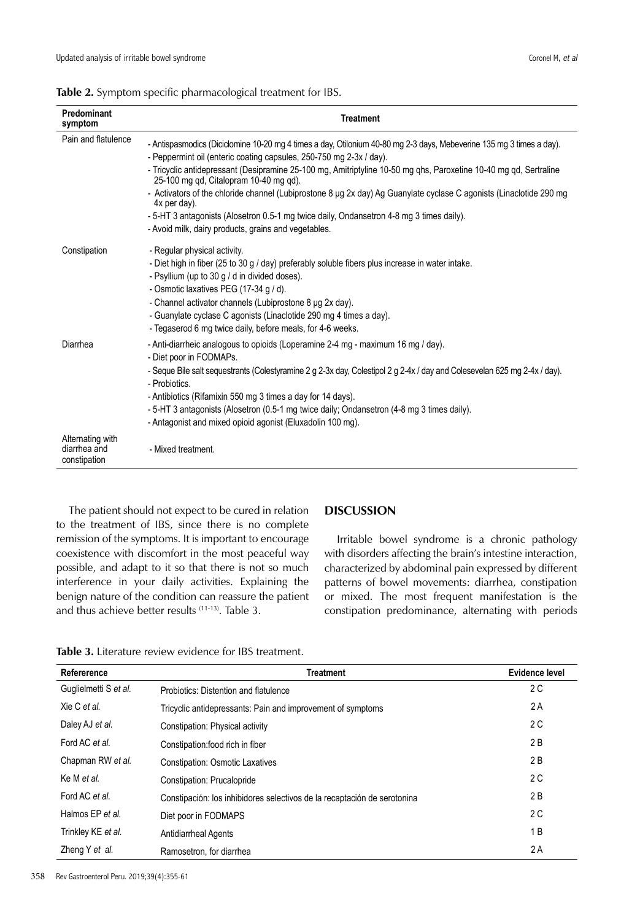**Table 2.** Symptom specific pharmacological treatment for IBS.

| Predominant symptom | Treatment |
|---|---|
| Pain and flatulence | - Antispasmodics (Diciclomine 10-20 mg 4 times a day, Otilonium 40-80 mg 2-3 days, Mebeverine 135 mg 3 times a day).<br>- Peppermint oil (enteric coating capsules, 250-750 mg 2-3x / day).<br>- Tricyclic antidepressant (Desipramine 25-100 mg, Amitriptyline 10-50 mg qhs, Paroxetine 10-40 mg qd, Sertraline 25-100 mg qd, Citalopram 10-40 mg qd).<br>- Activators of the chloride channel (Lubiprostone 8 µg 2x day) Ag Guanylate cyclase C agonists (Linaclotide 290 mg 4x per day).<br>- 5-HT 3 antagonists (Alosetron 0.5-1 mg twice daily, Ondansetron 4-8 mg 3 times daily).<br>- Avoid milk, dairy products, grains and vegetables. |
| Constipation | - Regular physical activity.<br>- Diet high in fiber (25 to 30 g / day) preferably soluble fibers plus increase in water intake.<br>- Psyllium (up to 30 g / d in divided doses).<br>- Osmotic laxatives PEG (17-34 g / d).<br>- Channel activator channels (Lubiprostone 8 µg 2x day).<br>- Guanylate cyclase C agonists (Linaclotide 290 mg 4 times a day).<br>- Tegaserod 6 mg twice daily, before meals, for 4-6 weeks. |
| Diarrhea | - Anti-diarrheic analogous to opioids (Loperamine 2-4 mg - maximum 16 mg / day).<br>- Diet poor in FODMAPs.<br>- Seque Bile salt sequestrants (Colestyramine 2 g 2-3x day, Colestipol 2 g 2-4x / day and Colesevelan 625 mg 2-4x / day).<br>- Probiotics.<br>- Antibiotics (Rifamixin 550 mg 3 times a day for 14 days).<br>- 5-HT 3 antagonists (Alosetron (0.5-1 mg twice daily; Ondansetron (4-8 mg 3 times daily).<br>- Antagonist and mixed opioid agonist (Eluxadolin 100 mg). |
| Alternating with diarrhea and constipation | - Mixed treatment. |

The patient should not expect to be cured in relation to the treatment of IBS, since there is no complete remission of the symptoms. It is important to encourage coexistence with discomfort in the most peaceful way possible, and adapt to it so that there is not so much interference in your daily activities. Explaining the benign nature of the condition can reassure the patient and thus achieve better results [11-13]. Table 3.

## DISCUSSION

Irritable bowel syndrome is a chronic pathology with disorders affecting the brain's intestine interaction, characterized by abdominal pain expressed by different patterns of bowel movements: diarrhea, constipation or mixed. The most frequent manifestation is the constipation predominance, alternating with periods

**Table 3.** Literature review evidence for IBS treatment.

| Refererence | Treatment | Evidence level |
|---|---|---|
| Guglielmetti S *et al.* | Probiotics: Distention and flatulence | 2 C |
| Xie C *et al.* | Tricyclic antidepressants: Pain and improvement of symptoms | 2 A |
| Daley AJ *et al.* | Constipation: Physical activity | 2 C |
| Ford AC *et al.* | Constipation:food rich in fiber | 2 B |
| Chapman RW *et al.* | Constipation: Osmotic Laxatives | 2 B |
| Ke M *et al.* | Constipation: Prucalopride | 2 C |
| Ford AC *et al.* | Constipación: los inhibidores selectivos de la recaptación de serotonina | 2 B |
| Halmos EP *et al.* | Diet poor in FODMAPS | 2 C |
| Trinkley KE *et al.* | Antidiarrheal Agents | 1 B |
| Zheng Y *et al.* | Ramosetron, for diarrhea | 2 A |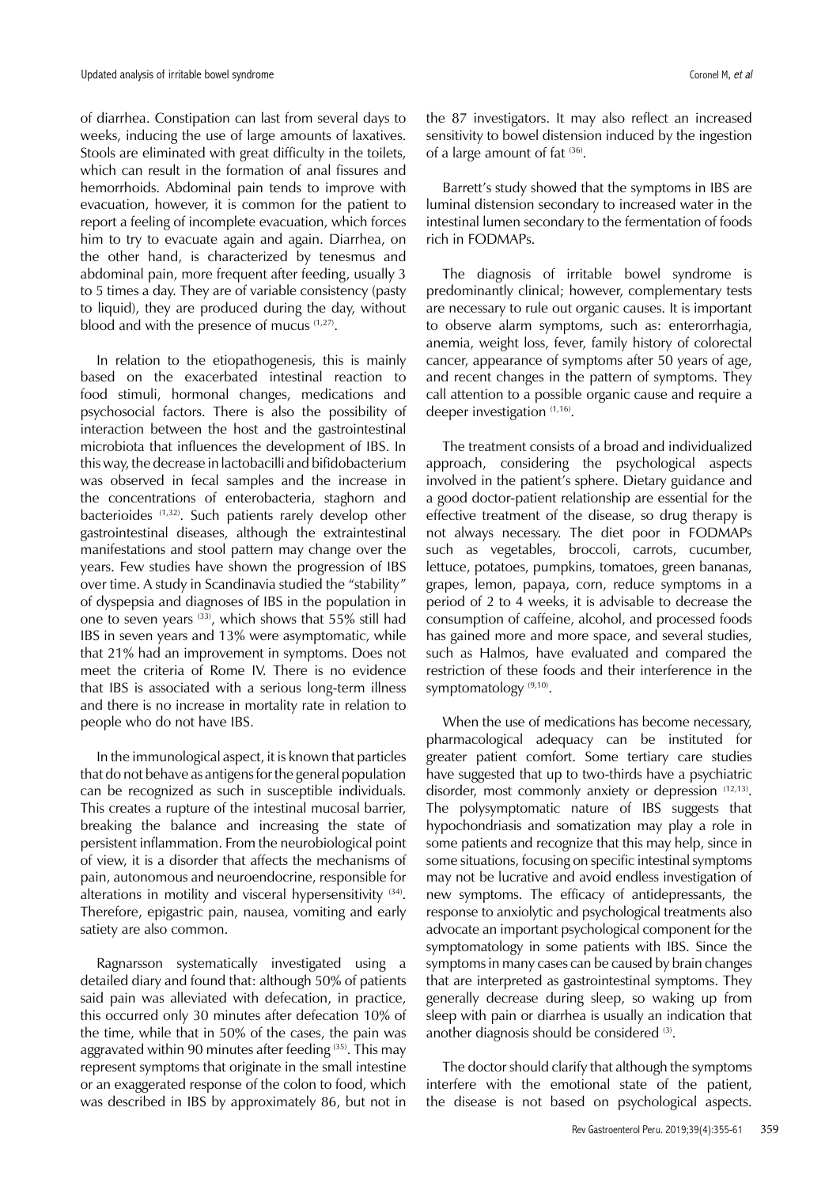of diarrhea. Constipation can last from several days to weeks, inducing the use of large amounts of laxatives. Stools are eliminated with great difficulty in the toilets, which can result in the formation of anal fissures and hemorrhoids. Abdominal pain tends to improve with evacuation, however, it is common for the patient to report a feeling of incomplete evacuation, which forces him to try to evacuate again and again. Diarrhea, on the other hand, is characterized by tenesmus and abdominal pain, more frequent after feeding, usually 3 to 5 times a day. They are of variable consistency (pasty to liquid), they are produced during the day, without blood and with the presence of mucus [1,27].

In relation to the etiopathogenesis, this is mainly based on the exacerbated intestinal reaction to food stimuli, hormonal changes, medications and psychosocial factors. There is also the possibility of interaction between the host and the gastrointestinal microbiota that influences the development of IBS. In this way, the decrease in lactobacilli and bifidobacterium was observed in fecal samples and the increase in the concentrations of enterobacteria, staghorn and bacterioides [1,32]. Such patients rarely develop other gastrointestinal diseases, although the extraintestinal manifestations and stool pattern may change over the years. Few studies have shown the progression of IBS over time. A study in Scandinavia studied the "stability" of dyspepsia and diagnoses of IBS in the population in one to seven years [33], which shows that 55% still had IBS in seven years and 13% were asymptomatic, while that 21% had an improvement in symptoms. Does not meet the criteria of Rome IV. There is no evidence that IBS is associated with a serious long-term illness and there is no increase in mortality rate in relation to people who do not have IBS.

In the immunological aspect, it is known that particles that do not behave as antigens for the general population can be recognized as such in susceptible individuals. This creates a rupture of the intestinal mucosal barrier, breaking the balance and increasing the state of persistent inflammation. From the neurobiological point of view, it is a disorder that affects the mechanisms of pain, autonomous and neuroendocrine, responsible for alterations in motility and visceral hypersensitivity [34]. Therefore, epigastric pain, nausea, vomiting and early satiety are also common.

Ragnarsson systematically investigated using a detailed diary and found that: although 50% of patients said pain was alleviated with defecation, in practice, this occurred only 30 minutes after defecation 10% of the time, while that in 50% of the cases, the pain was aggravated within 90 minutes after feeding [35]. This may represent symptoms that originate in the small intestine or an exaggerated response of the colon to food, which was described in IBS by approximately 86, but not in the 87 investigators. It may also reflect an increased sensitivity to bowel distension induced by the ingestion of a large amount of fat [36].

Barrett's study showed that the symptoms in IBS are luminal distension secondary to increased water in the intestinal lumen secondary to the fermentation of foods rich in FODMAPs.

The diagnosis of irritable bowel syndrome is predominantly clinical; however, complementary tests are necessary to rule out organic causes. It is important to observe alarm symptoms, such as: enterorrhagia, anemia, weight loss, fever, family history of colorectal cancer, appearance of symptoms after 50 years of age, and recent changes in the pattern of symptoms. They call attention to a possible organic cause and require a deeper investigation [1,16].

The treatment consists of a broad and individualized approach, considering the psychological aspects involved in the patient's sphere. Dietary guidance and a good doctor-patient relationship are essential for the effective treatment of the disease, so drug therapy is not always necessary. The diet poor in FODMAPs such as vegetables, broccoli, carrots, cucumber, lettuce, potatoes, pumpkins, tomatoes, green bananas, grapes, lemon, papaya, corn, reduce symptoms in a period of 2 to 4 weeks, it is advisable to decrease the consumption of caffeine, alcohol, and processed foods has gained more and more space, and several studies, such as Halmos, have evaluated and compared the restriction of these foods and their interference in the symptomatology [9,10].

When the use of medications has become necessary, pharmacological adequacy can be instituted for greater patient comfort. Some tertiary care studies have suggested that up to two-thirds have a psychiatric disorder, most commonly anxiety or depression [12,13]. The polysymptomatic nature of IBS suggests that hypochondriasis and somatization may play a role in some patients and recognize that this may help, since in some situations, focusing on specific intestinal symptoms may not be lucrative and avoid endless investigation of new symptoms. The efficacy of antidepressants, the response to anxiolytic and psychological treatments also advocate an important psychological component for the symptomatology in some patients with IBS. Since the symptoms in many cases can be caused by brain changes that are interpreted as gastrointestinal symptoms. They generally decrease during sleep, so waking up from sleep with pain or diarrhea is usually an indication that another diagnosis should be considered [3].

The doctor should clarify that although the symptoms interfere with the emotional state of the patient, the disease is not based on psychological aspects.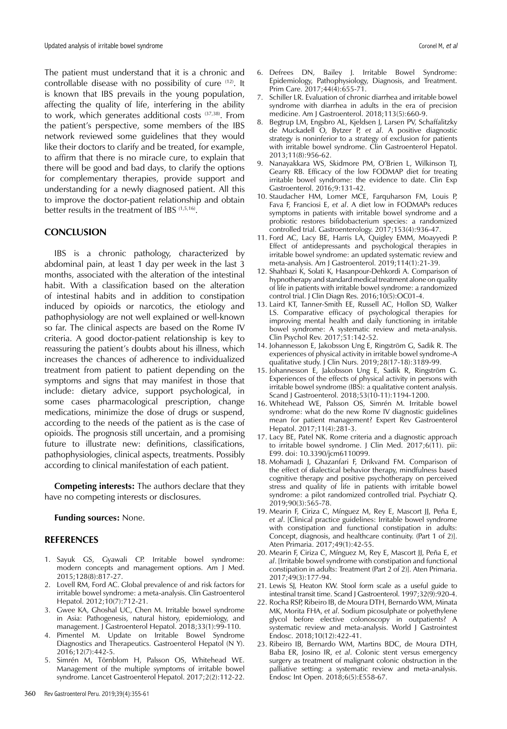The patient must understand that it is a chronic and controllable disease with no possibility of cure [12]. It is known that IBS prevails in the young population, affecting the quality of life, interfering in the ability to work, which generates additional costs [37,38]. From the patient's perspective, some members of the IBS network reviewed some guidelines that they would like their doctors to clarify and be treated, for example, to affirm that there is no miracle cure, to explain that there will be good and bad days, to clarify the options for complementary therapies, provide support and understanding for a newly diagnosed patient. All this to improve the doctor-patient relationship and obtain better results in the treatment of IBS [1,5,16].

## CONCLUSION

IBS is a chronic pathology, characterized by abdominal pain, at least 1 day per week in the last 3 months, associated with the alteration of the intestinal habit. With a classification based on the alteration of intestinal habits and in addition to constipation induced by opioids or narcotics, the etiology and pathophysiology are not well explained or well-known so far. The clinical aspects are based on the Rome IV criteria. A good doctor-patient relationship is key to reassuring the patient's doubts about his illness, which increases the chances of adherence to individualized treatment from patient to patient depending on the symptoms and signs that may manifest in those that include: dietary advice, support psychological, in some cases pharmacological prescription, change medications, minimize the dose of drugs or suspend, according to the needs of the patient as is the case of opioids. The prognosis still uncertain, and a promising future to illustrate new: definitions, classifications, pathophysiologies, clinical aspects, treatments. Possibly according to clinical manifestation of each patient.

**Competing interests:** The authors declare that they have no competing interests or disclosures.

**Funding sources:** None.

## REFERENCES

1. Sayuk GS, Gyawali CP. Irritable bowel syndrome: modern concepts and management options. Am J Med. 2015;128(8):817-27.
2. Lovell RM, Ford AC. Global prevalence of and risk factors for irritable bowel syndrome: a meta-analysis. Clin Gastroenterol Hepatol. 2012;10(7):712-21.
3. Gwee KA, Ghoshal UC, Chen M. Irritable bowel syndrome in Asia: Pathogenesis, natural history, epidemiology, and management. J Gastroenterol Hepatol. 2018;33(1):99-110.
4. Pimentel M. Update on Irritable Bowel Syndrome Diagnostics and Therapeutics. Gastroenterol Hepatol (N Y). 2016;12(7):442-5.
5. Simrén M, Törnblom H, Palsson OS, Whitehead WE. Management of the multiple symptoms of irritable bowel syndrome. Lancet Gastroenterol Hepatol. 2017;2(2):112-22.
6. Defrees DN, Bailey J. Irritable Bowel Syndrome: Epidemiology, Pathophysiology, Diagnosis, and Treatment. Prim Care. 2017;44(4):655-71.
7. Schiller LR. Evaluation of chronic diarrhea and irritable bowel syndrome with diarrhea in adults in the era of precision medicine. Am J Gastroenterol. 2018;113(5):660-9.
8. Begtrup LM, Engsbro AL, Kjeldsen J, Larsen PV, Schaffalitzky de Muckadell O, Bytzer P, *et al*. A positive diagnostic strategy is noninferior to a strategy of exclusion for patients with irritable bowel syndrome. Clin Gastroenterol Hepatol. 2013;11(8):956-62.
9. Nanayakkara WS, Skidmore PM, O'Brien L, Wilkinson TJ, Gearry RB. Efficacy of the low FODMAP diet for treating irritable bowel syndrome: the evidence to date. Clin Exp Gastroenterol. 2016;9:131-42.
10. Staudacher HM, Lomer MCE, Farquharson FM, Louis P, Fava F, Franciosi E, *et al*. A diet low in FODMAPs reduces symptoms in patients with irritable bowel syndrome and a probiotic restores bifidobacterium species: a randomized controlled trial. Gastroenterology. 2017;153(4):936-47.
11. Ford AC, Lacy BE, Harris LA, Quigley EMM, Moayyedi P. Effect of antidepressants and psychological therapies in irritable bowel syndrome: an updated systematic review and meta-analysis. Am J Gastroenterol. 2019;114(1):21-39.
12. Shahbazi K, Solati K, Hasanpour-Dehkordi A. Comparison of hypnotherapy and standard medical treatment alone on quality of life in patients with irritable bowel syndrome: a randomized control trial. J Clin Diagn Res. 2016;10(5):OC01-4.
13. Laird KT, Tanner-Smith EE, Russell AC, Hollon SD, Walker LS. Comparative efficacy of psychological therapies for improving mental health and daily functioning in irritable bowel syndrome: A systematic review and meta-analysis. Clin Psychol Rev. 2017;51:142-52.
14. Johannesson E, Jakobsson Ung E, Ringström G, Sadik R. The experiences of physical activity in irritable bowel syndrome-A qualitative study. J Clin Nurs. 2019;28(17-18):3189-99.
15. Johannesson E, Jakobsson Ung E, Sadik R, Ringström G. Experiences of the effects of physical activity in persons with irritable bowel syndrome (IBS): a qualitative content analysis. Scand J Gastroenterol. 2018;53(10-11):1194-1200.
16. Whitehead WE, Palsson OS, Simrén M. Irritable bowel syndrome: what do the new Rome IV diagnostic guidelines mean for patient management? Expert Rev Gastroenterol Hepatol. 2017;11(4):281-3.
17. Lacy BE, Patel NK. Rome criteria and a diagnostic approach to irritable bowel syndrome. J Clin Med. 2017;6(11). pii: E99. doi: 10.3390/jcm6110099.
18. Mohamadi J, Ghazanfari F, Drikvand FM. Comparison of the effect of dialectical behavior therapy, mindfulness based cognitive therapy and positive psychotherapy on perceived stress and quality of life in patients with irritable bowel syndrome: a pilot randomized controlled trial. Psychiatr Q. 2019;90(3):565-78.
19. Mearin F, Ciriza C, Mínguez M, Rey E, Mascort JJ, Peña E, *et al*. [Clinical practice guidelines: Irritable bowel syndrome with constipation and functional constipation in adults: Concept, diagnosis, and healthcare continuity. (Part 1 of 2)]. Aten Primaria. 2017;49(1):42-55.
20. Mearin F, Ciriza C, Mínguez M, Rey E, Mascort JJ, Peña E, *et al*. [Irritable bowel syndrome with constipation and functional constipation in adults: Treatment (Part 2 of 2)]. Aten Primaria. 2017;49(3):177-94.
21. Lewis SJ, Heaton KW. Stool form scale as a useful guide to intestinal transit time. Scand J Gastroenterol. 1997;32(9):920-4.
22. Rocha RSP, Ribeiro IB, de Moura DTH, Bernardo WM, Minata MK, Morita FHA, *et al*. Sodium picosulphate or polyethylene glycol before elective colonoscopy in outpatients? A systematic review and meta-analysis. World J Gastrointest Endosc. 2018;10(12):422-41.
23. Ribeiro IB, Bernardo WM, Martins BDC, de Moura DTH, Baba ER, Josino IR, *et al*. Colonic stent versus emergency surgery as treatment of malignant colonic obstruction in the palliative setting: a systematic review and meta-analysis. Endosc Int Open. 2018;6(5):E558-67.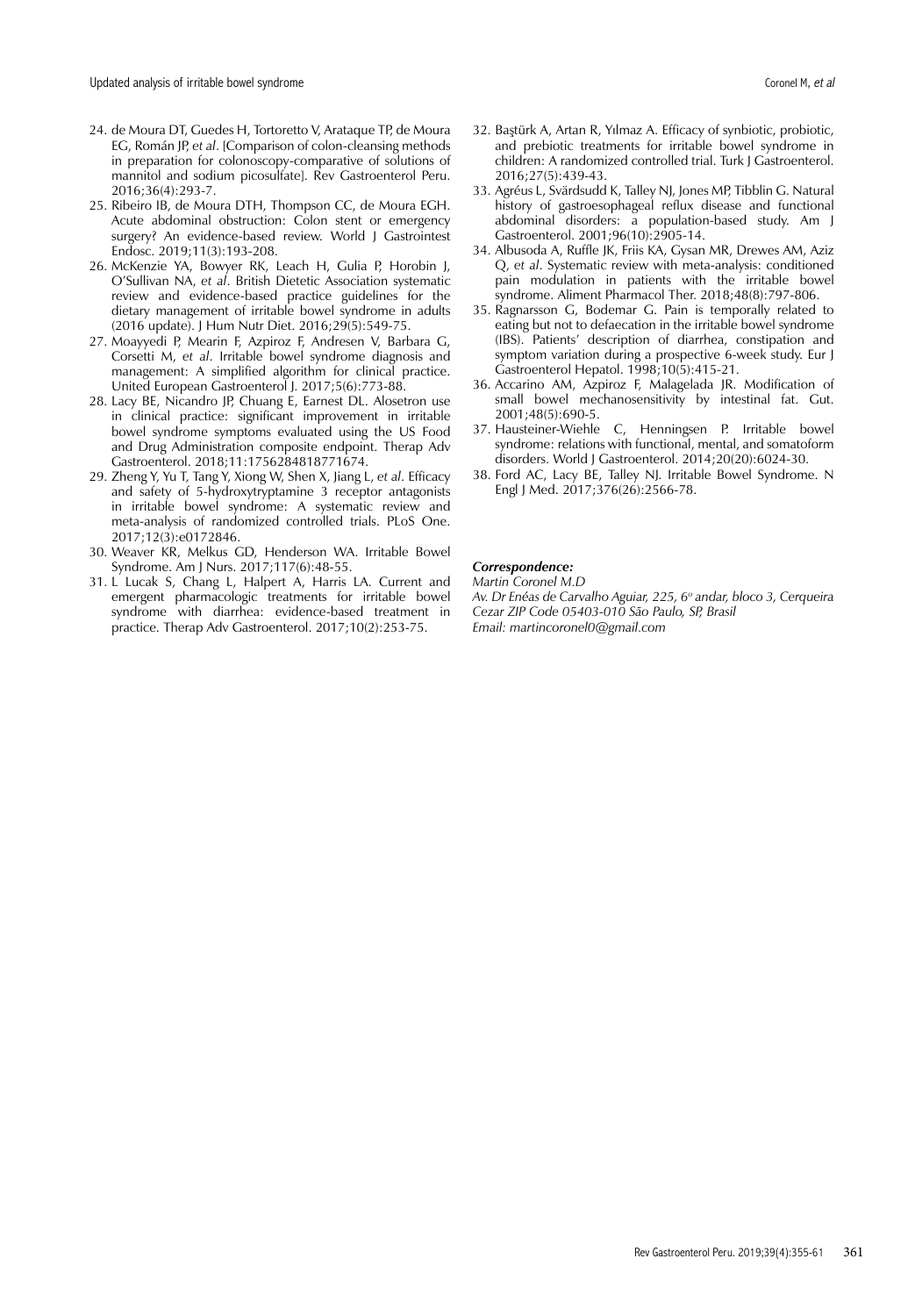24. de Moura DT, Guedes H, Tortoretto V, Arataque TP, de Moura EG, Román JP, *et al*. [Comparison of colon-cleansing methods in preparation for colonoscopy-comparative of solutions of mannitol and sodium picosulfate]. Rev Gastroenterol Peru. 2016;36(4):293-7.
25. Ribeiro IB, de Moura DTH, Thompson CC, de Moura EGH. Acute abdominal obstruction: Colon stent or emergency surgery? An evidence-based review. World J Gastrointest Endosc. 2019;11(3):193-208.
26. McKenzie YA, Bowyer RK, Leach H, Gulia P, Horobin J, O'Sullivan NA, *et al*. British Dietetic Association systematic review and evidence-based practice guidelines for the dietary management of irritable bowel syndrome in adults (2016 update). J Hum Nutr Diet. 2016;29(5):549-75.
27. Moayyedi P, Mearin F, Azpiroz F, Andresen V, Barbara G, Corsetti M, *et al*. Irritable bowel syndrome diagnosis and management: A simplified algorithm for clinical practice. United European Gastroenterol J. 2017;5(6):773-88.
28. Lacy BE, Nicandro JP, Chuang E, Earnest DL. Alosetron use in clinical practice: significant improvement in irritable bowel syndrome symptoms evaluated using the US Food and Drug Administration composite endpoint. Therap Adv Gastroenterol. 2018;11:1756284818771674.
29. Zheng Y, Yu T, Tang Y, Xiong W, Shen X, Jiang L, *et al*. Efficacy and safety of 5-hydroxytryptamine 3 receptor antagonists in irritable bowel syndrome: A systematic review and meta-analysis of randomized controlled trials. PLoS One. 2017;12(3):e0172846.
30. Weaver KR, Melkus GD, Henderson WA. Irritable Bowel Syndrome. Am J Nurs. 2017;117(6):48-55.
31. L Lucak S, Chang L, Halpert A, Harris LA. Current and emergent pharmacologic treatments for irritable bowel syndrome with diarrhea: evidence-based treatment in practice. Therap Adv Gastroenterol. 2017;10(2):253-75.
32. Baştürk A, Artan R, Yılmaz A. Efficacy of synbiotic, probiotic, and prebiotic treatments for irritable bowel syndrome in children: A randomized controlled trial. Turk J Gastroenterol. 2016;27(5):439-43.
33. Agréus L, Svärdsudd K, Talley NJ, Jones MP, Tibblin G. Natural history of gastroesophageal reflux disease and functional abdominal disorders: a population-based study. Am J Gastroenterol. 2001;96(10):2905-14.
34. Albusoda A, Ruffle JK, Friis KA, Gysan MR, Drewes AM, Aziz Q, *et al*. Systematic review with meta-analysis: conditioned pain modulation in patients with the irritable bowel syndrome. Aliment Pharmacol Ther. 2018;48(8):797-806.
35. Ragnarsson G, Bodemar G. Pain is temporally related to eating but not to defaecation in the irritable bowel syndrome (IBS). Patients' description of diarrhea, constipation and symptom variation during a prospective 6-week study. Eur J Gastroenterol Hepatol. 1998;10(5):415-21.
36. Accarino AM, Azpiroz F, Malagelada JR. Modification of small bowel mechanosensitivity by intestinal fat. Gut. 2001;48(5):690-5.
37. Hausteiner-Wiehle C, Henningsen P. Irritable bowel syndrome: relations with functional, mental, and somatoform disorders. World J Gastroenterol. 2014;20(20):6024-30.
38. Ford AC, Lacy BE, Talley NJ. Irritable Bowel Syndrome. N Engl J Med. 2017;376(26):2566-78.

***Correspondence:***
*Martin Coronel M.D*
*Av. Dr Enéas de Carvalho Aguiar, 225, 6º andar, bloco 3, Cerqueira Cezar ZIP Code 05403-010 São Paulo, SP, Brasil*
*Email: martincoronel0@gmail.com*